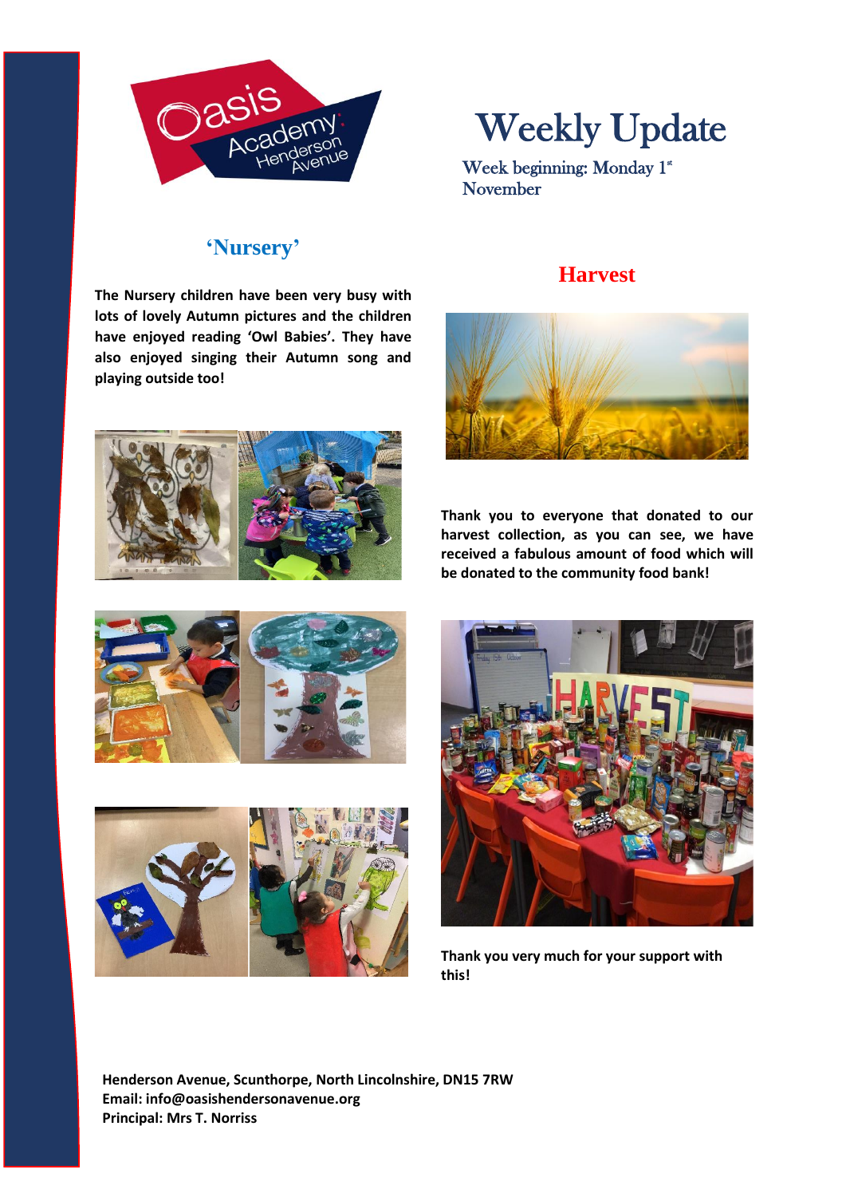# Weekly Update

Week beginning: Monday 1st November

## 'Nursery'

**The Nursery children have been very busy with lots of lovely Autumn pictures and the children have enjoyed reading 'Owl Babies'. They have also enjoyed singing their Autumn song and playing outside too!**

## Harvest

**Thank you to everyone that donated to our harvest collection, as you can see, we have received a fabulous amount of food which will be donated to the community food bank!**

**Thank you very much for your support with this!**

**Henderson Avenue, Scunthorpe, North Lincolnshire, DN15 7RW**
**Email: info@oasishendersonavenue.org**
**Principal: Mrs T. Norriss**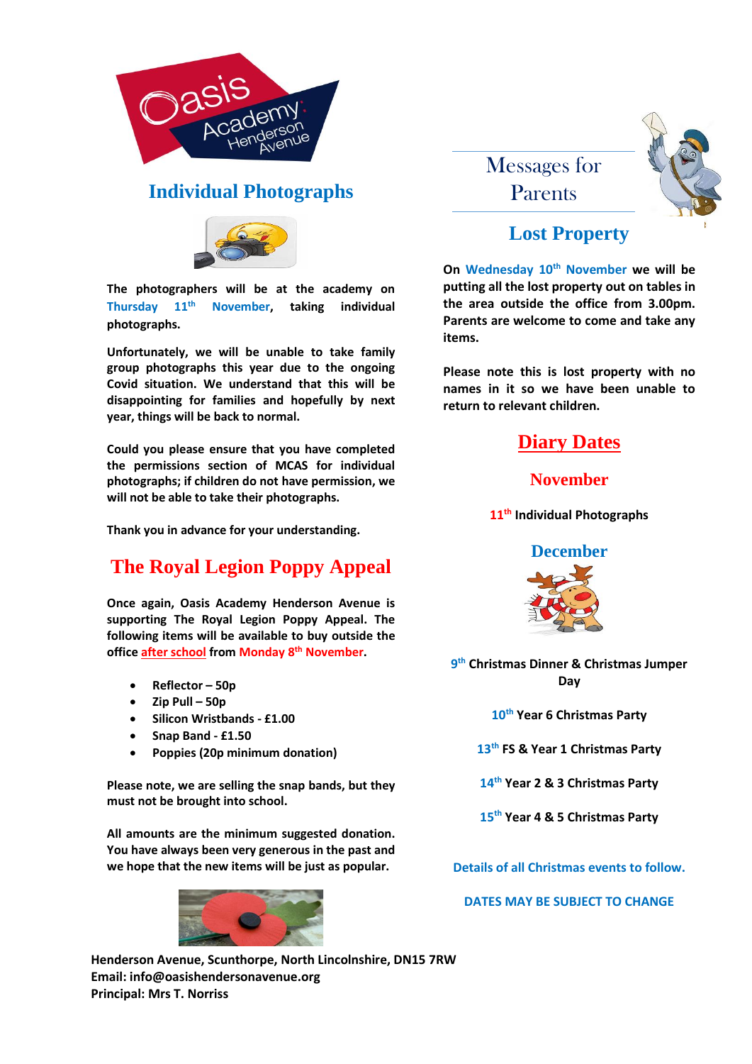## Individual Photographs

**The photographers will be at the academy on Thursday 11th November, taking individual photographs.**

**Unfortunately, we will be unable to take family group photographs this year due to the ongoing Covid situation. We understand that this will be disappointing for families and hopefully by next year, things will be back to normal.**

**Could you please ensure that you have completed the permissions section of MCAS for individual photographs; if children do not have permission, we will not be able to take their photographs.**

**Thank you in advance for your understanding.**

## The Royal Legion Poppy Appeal

**Once again, Oasis Academy Henderson Avenue is supporting The Royal Legion Poppy Appeal. The following items will be available to buy outside the office after school from Monday 8th November.**

- **Reflector – 50p**
- **Zip Pull – 50p**
- **Silicon Wristbands - £1.00**
- **Snap Band - £1.50**
- **Poppies (20p minimum donation)**

**Please note, we are selling the snap bands, but they must not be brought into school.**

**All amounts are the minimum suggested donation. You have always been very generous in the past and we hope that the new items will be just as popular.**

# Messages for Parents

## Lost Property

**On Wednesday 10th November we will be putting all the lost property out on tables in the area outside the office from 3.00pm. Parents are welcome to come and take any items.**

**Please note this is lost property with no names in it so we have been unable to return to relevant children.**

## Diary Dates

### November

**11th Individual Photographs**

### December

**9th Christmas Dinner & Christmas Jumper Day**

**10th Year 6 Christmas Party**

**13th FS & Year 1 Christmas Party**

**14th Year 2 & 3 Christmas Party**

**15th Year 4 & 5 Christmas Party**

**Details of all Christmas events to follow.**

**DATES MAY BE SUBJECT TO CHANGE**

**Henderson Avenue, Scunthorpe, North Lincolnshire, DN15 7RW**
**Email: info@oasishendersonavenue.org**
**Principal: Mrs T. Norriss**